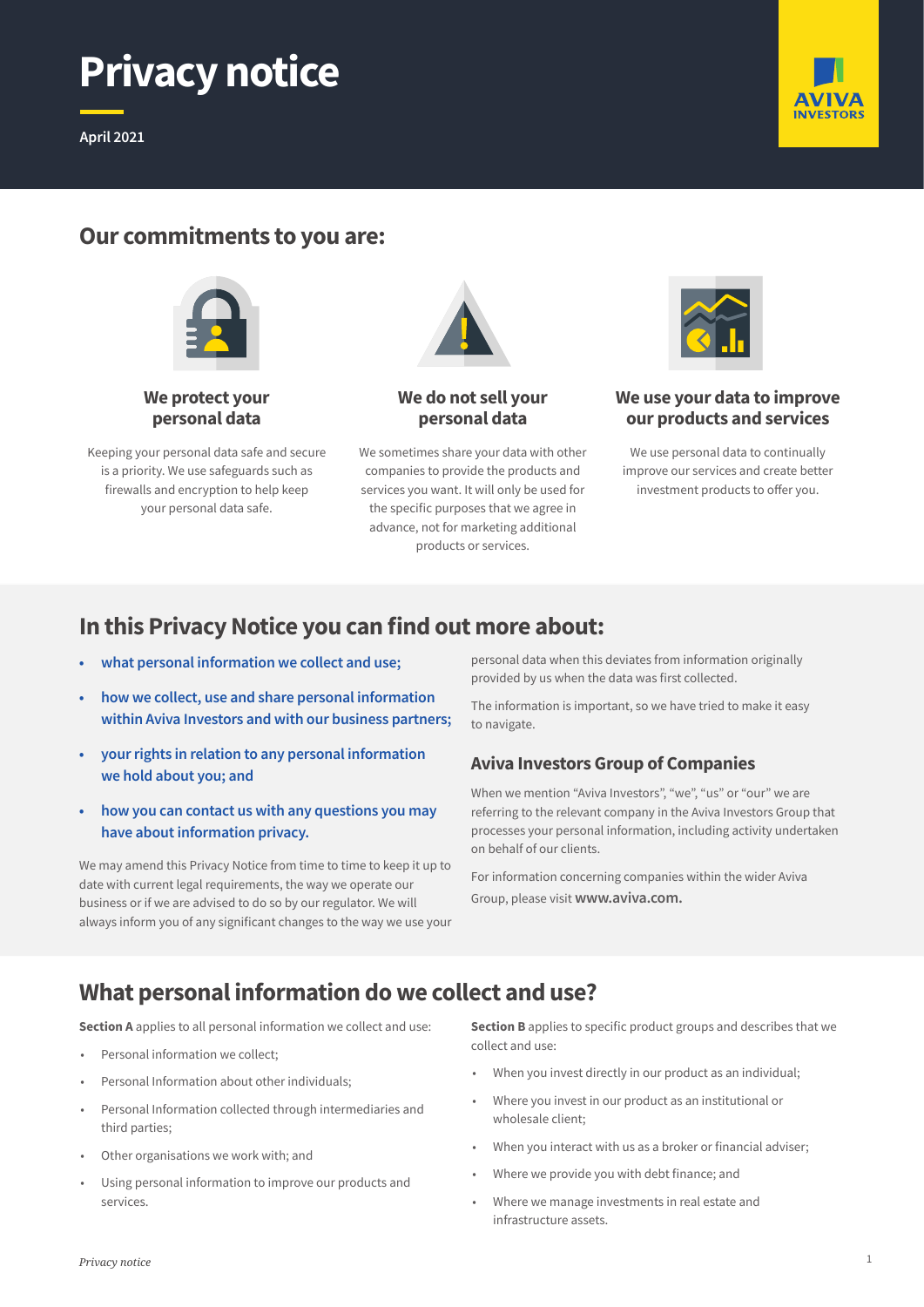# Privacy notice

April 2021

AVIVA INVESTORS

## Our commitments to you are:

### We protect your personal data

Keeping your personal data safe and secure is a priority. We use safeguards such as firewalls and encryption to help keep your personal data safe.

### We do not sell your personal data

We sometimes share your data with other companies to provide the products and services you want. It will only be used for the specific purposes that we agree in advance, not for marketing additional products or services.

### We use your data to improve our products and services

We use personal data to continually improve our services and create better investment products to offer you.

## In this Privacy Notice you can find out more about:

- what personal information we collect and use;
- how we collect, use and share personal information within Aviva Investors and with our business partners;
- your rights in relation to any personal information we hold about you; and
- how you can contact us with any questions you may have about information privacy.

We may amend this Privacy Notice from time to time to keep it up to date with current legal requirements, the way we operate our business or if we are advised to do so by our regulator. We will always inform you of any significant changes to the way we use your personal data when this deviates from information originally provided by us when the data was first collected.

The information is important, so we have tried to make it easy to navigate.

### Aviva Investors Group of Companies

When we mention "Aviva Investors", "we", "us" or "our" we are referring to the relevant company in the Aviva Investors Group that processes your personal information, including activity undertaken on behalf of our clients.

For information concerning companies within the wider Aviva Group, please visit **www.aviva.com.**

## What personal information do we collect and use?

**Section A** applies to all personal information we collect and use:

- Personal information we collect;
- Personal Information about other individuals;
- Personal Information collected through intermediaries and third parties;
- Other organisations we work with; and
- Using personal information to improve our products and services.

**Section B** applies to specific product groups and describes that we collect and use:

- When you invest directly in our product as an individual;
- Where you invest in our product as an institutional or wholesale client;
- When you interact with us as a broker or financial adviser;
- Where we provide you with debt finance; and
- Where we manage investments in real estate and infrastructure assets.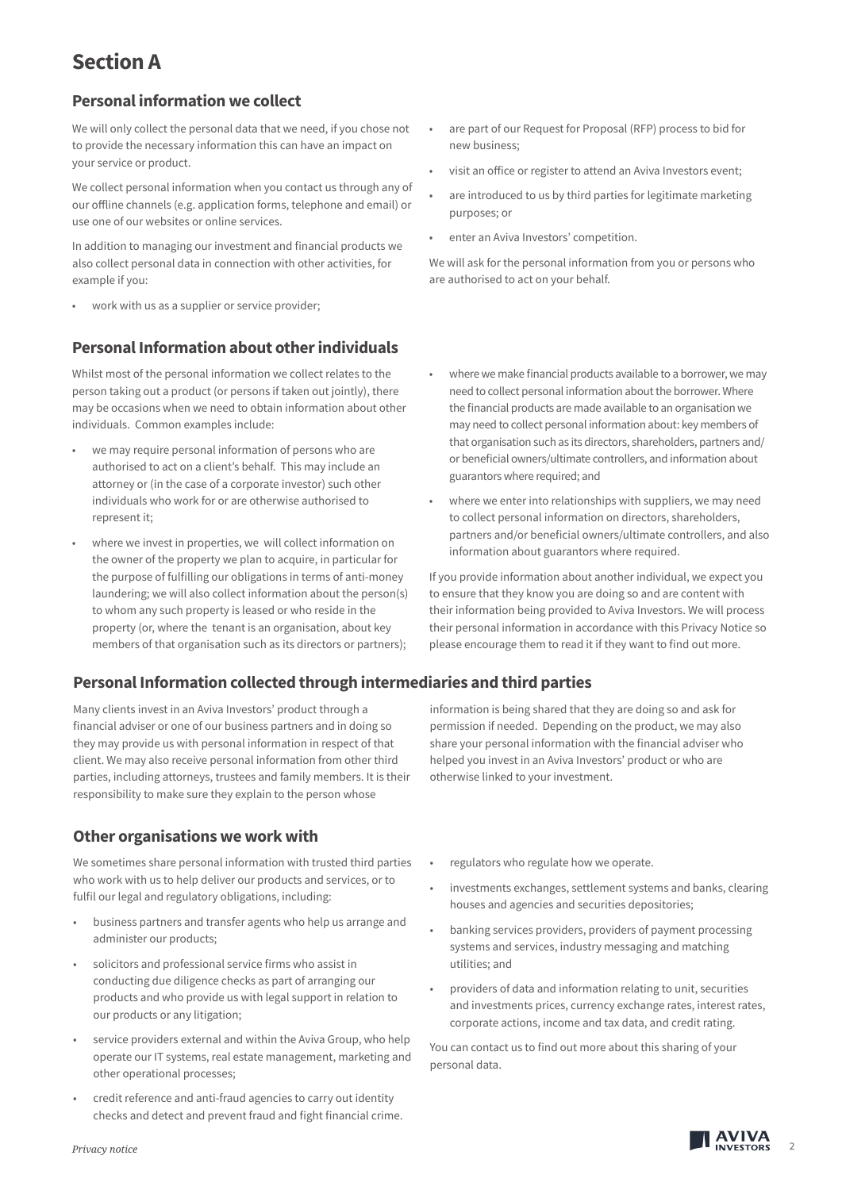# Section A

## Personal information we collect

We will only collect the personal data that we need, if you chose not to provide the necessary information this can have an impact on your service or product.

We collect personal information when you contact us through any of our offline channels (e.g. application forms, telephone and email) or use one of our websites or online services.

In addition to managing our investment and financial products we also collect personal data in connection with other activities, for example if you:

- work with us as a supplier or service provider;
- are part of our Request for Proposal (RFP) process to bid for new business;
- visit an office or register to attend an Aviva Investors event;
- are introduced to us by third parties for legitimate marketing purposes; or
- enter an Aviva Investors' competition.

We will ask for the personal information from you or persons who are authorised to act on your behalf.

## Personal Information about other individuals

Whilst most of the personal information we collect relates to the person taking out a product (or persons if taken out jointly), there may be occasions when we need to obtain information about other individuals. Common examples include:

- we may require personal information of persons who are authorised to act on a client's behalf. This may include an attorney or (in the case of a corporate investor) such other individuals who work for or are otherwise authorised to represent it;
- where we invest in properties, we will collect information on the owner of the property we plan to acquire, in particular for the purpose of fulfilling our obligations in terms of anti-money laundering; we will also collect information about the person(s) to whom any such property is leased or who reside in the property (or, where the tenant is an organisation, about key members of that organisation such as its directors or partners);
- where we make financial products available to a borrower, we may need to collect personal information about the borrower. Where the financial products are made available to an organisation we may need to collect personal information about: key members of that organisation such as its directors, shareholders, partners and/or beneficial owners/ultimate controllers, and information about guarantors where required; and
- where we enter into relationships with suppliers, we may need to collect personal information on directors, shareholders, partners and/or beneficial owners/ultimate controllers, and also information about guarantors where required.

If you provide information about another individual, we expect you to ensure that they know you are doing so and are content with their information being provided to Aviva Investors. We will process their personal information in accordance with this Privacy Notice so please encourage them to read it if they want to find out more.

## Personal Information collected through intermediaries and third parties

Many clients invest in an Aviva Investors' product through a financial adviser or one of our business partners and in doing so they may provide us with personal information in respect of that client. We may also receive personal information from other third parties, including attorneys, trustees and family members. It is their responsibility to make sure they explain to the person whose information is being shared that they are doing so and ask for permission if needed. Depending on the product, we may also share your personal information with the financial adviser who helped you invest in an Aviva Investors' product or who are otherwise linked to your investment.

## Other organisations we work with

We sometimes share personal information with trusted third parties who work with us to help deliver our products and services, or to fulfil our legal and regulatory obligations, including:

- business partners and transfer agents who help us arrange and administer our products;
- solicitors and professional service firms who assist in conducting due diligence checks as part of arranging our products and who provide us with legal support in relation to our products or any litigation;
- service providers external and within the Aviva Group, who help operate our IT systems, real estate management, marketing and other operational processes;
- credit reference and anti-fraud agencies to carry out identity checks and detect and prevent fraud and fight financial crime.
- regulators who regulate how we operate.
- investments exchanges, settlement systems and banks, clearing houses and agencies and securities depositories;
- banking services providers, providers of payment processing systems and services, industry messaging and matching utilities; and
- providers of data and information relating to unit, securities and investments prices, currency exchange rates, interest rates, corporate actions, income and tax data, and credit rating.

You can contact us to find out more about this sharing of your personal data.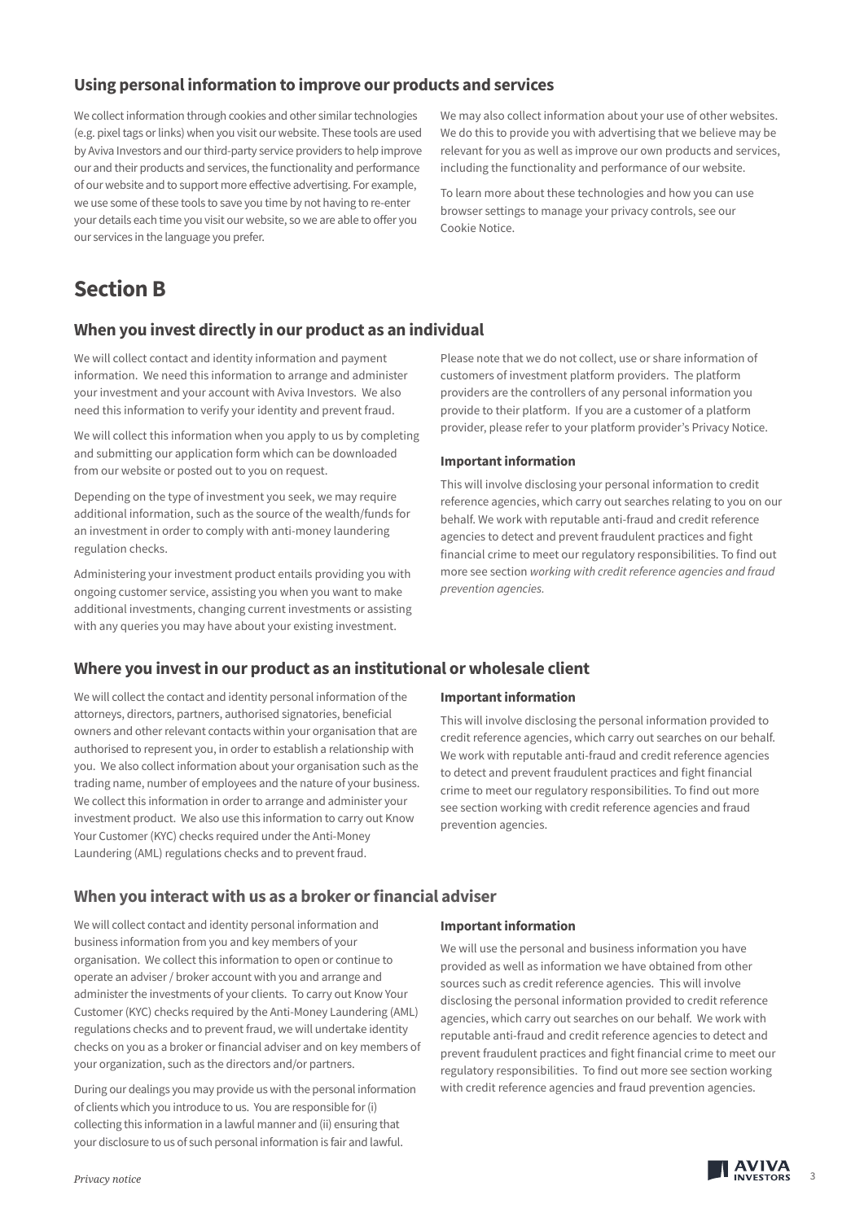### Using personal information to improve our products and services

We collect information through cookies and other similar technologies (e.g. pixel tags or links) when you visit our website. These tools are used by Aviva Investors and our third-party service providers to help improve our and their products and services, the functionality and performance of our website and to support more effective advertising. For example, we use some of these tools to save you time by not having to re-enter your details each time you visit our website, so we are able to offer you our services in the language you prefer.

We may also collect information about your use of other websites. We do this to provide you with advertising that we believe may be relevant for you as well as improve our own products and services, including the functionality and performance of our website.

To learn more about these technologies and how you can use browser settings to manage your privacy controls, see our Cookie Notice.

## Section B

### When you invest directly in our product as an individual

We will collect contact and identity information and payment information. We need this information to arrange and administer your investment and your account with Aviva Investors. We also need this information to verify your identity and prevent fraud.

We will collect this information when you apply to us by completing and submitting our application form which can be downloaded from our website or posted out to you on request.

Depending on the type of investment you seek, we may require additional information, such as the source of the wealth/funds for an investment in order to comply with anti-money laundering regulation checks.

Administering your investment product entails providing you with ongoing customer service, assisting you when you want to make additional investments, changing current investments or assisting with any queries you may have about your existing investment.

Please note that we do not collect, use or share information of customers of investment platform providers. The platform providers are the controllers of any personal information you provide to their platform. If you are a customer of a platform provider, please refer to your platform provider's Privacy Notice.

**Important information**

This will involve disclosing your personal information to credit reference agencies, which carry out searches relating to you on our behalf. We work with reputable anti-fraud and credit reference agencies to detect and prevent fraudulent practices and fight financial crime to meet our regulatory responsibilities. To find out more see section *working with credit reference agencies and fraud prevention agencies.*

### Where you invest in our product as an institutional or wholesale client

We will collect the contact and identity personal information of the attorneys, directors, partners, authorised signatories, beneficial owners and other relevant contacts within your organisation that are authorised to represent you, in order to establish a relationship with you. We also collect information about your organisation such as the trading name, number of employees and the nature of your business. We collect this information in order to arrange and administer your investment product. We also use this information to carry out Know Your Customer (KYC) checks required under the Anti-Money Laundering (AML) regulations checks and to prevent fraud.

**Important information**

This will involve disclosing the personal information provided to credit reference agencies, which carry out searches on our behalf. We work with reputable anti-fraud and credit reference agencies to detect and prevent fraudulent practices and fight financial crime to meet our regulatory responsibilities. To find out more see section working with credit reference agencies and fraud prevention agencies.

### When you interact with us as a broker or financial adviser

We will collect contact and identity personal information and business information from you and key members of your organisation. We collect this information to open or continue to operate an adviser / broker account with you and arrange and administer the investments of your clients. To carry out Know Your Customer (KYC) checks required by the Anti-Money Laundering (AML) regulations checks and to prevent fraud, we will undertake identity checks on you as a broker or financial adviser and on key members of your organization, such as the directors and/or partners.

During our dealings you may provide us with the personal information of clients which you introduce to us. You are responsible for (i) collecting this information in a lawful manner and (ii) ensuring that your disclosure to us of such personal information is fair and lawful.

**Important information**

We will use the personal and business information you have provided as well as information we have obtained from other sources such as credit reference agencies. This will involve disclosing the personal information provided to credit reference agencies, which carry out searches on our behalf. We work with reputable anti-fraud and credit reference agencies to detect and prevent fraudulent practices and fight financial crime to meet our regulatory responsibilities. To find out more see section working with credit reference agencies and fraud prevention agencies.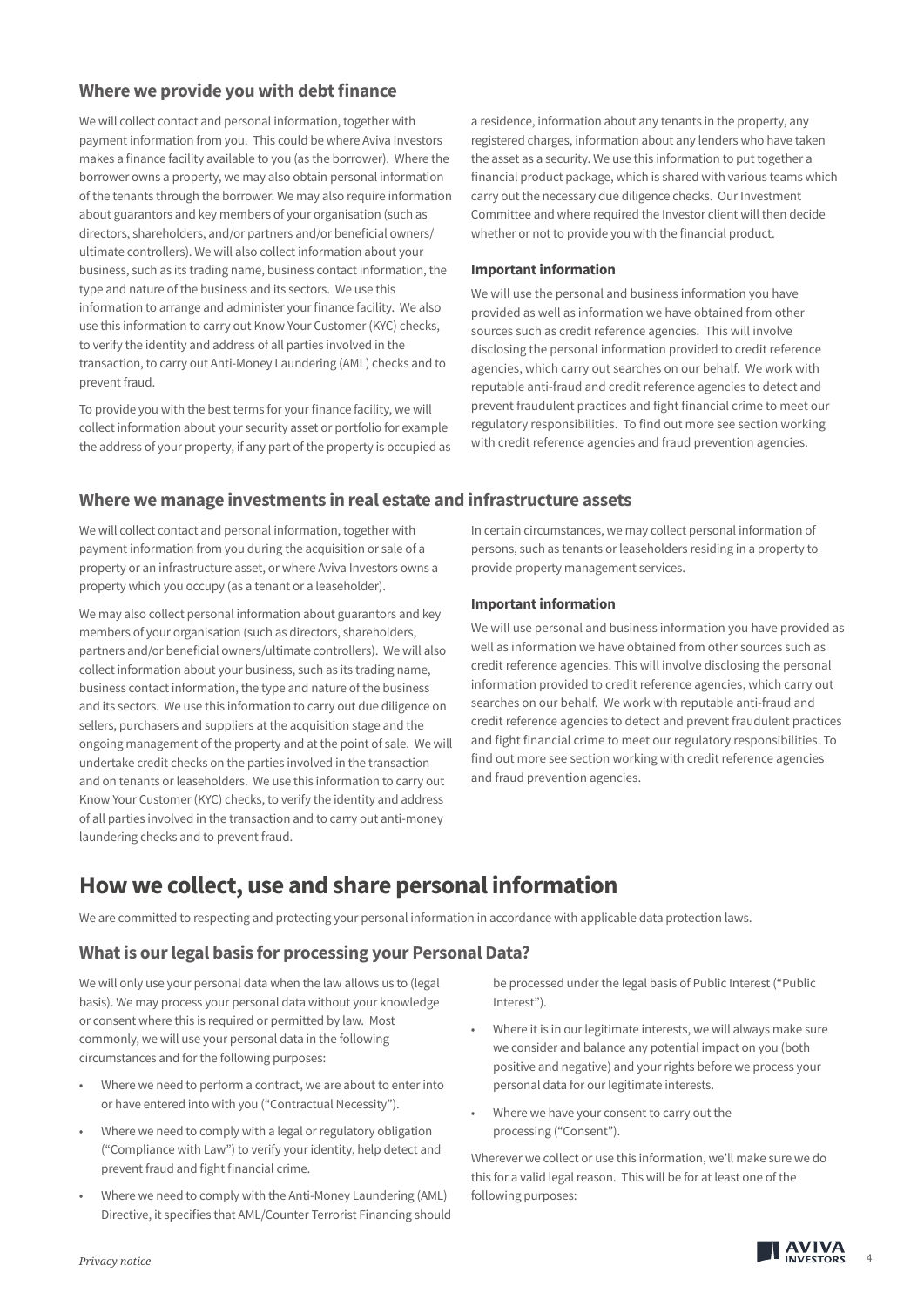## Where we provide you with debt finance

We will collect contact and personal information, together with payment information from you. This could be where Aviva Investors makes a finance facility available to you (as the borrower). Where the borrower owns a property, we may also obtain personal information of the tenants through the borrower. We may also require information about guarantors and key members of your organisation (such as directors, shareholders, and/or partners and/or beneficial owners/ ultimate controllers). We will also collect information about your business, such as its trading name, business contact information, the type and nature of the business and its sectors. We use this information to arrange and administer your finance facility. We also use this information to carry out Know Your Customer (KYC) checks, to verify the identity and address of all parties involved in the transaction, to carry out Anti-Money Laundering (AML) checks and to prevent fraud.

To provide you with the best terms for your finance facility, we will collect information about your security asset or portfolio for example the address of your property, if any part of the property is occupied as a residence, information about any tenants in the property, any registered charges, information about any lenders who have taken the asset as a security. We use this information to put together a financial product package, which is shared with various teams which carry out the necessary due diligence checks. Our Investment Committee and where required the Investor client will then decide whether or not to provide you with the financial product.

#### Important information

We will use the personal and business information you have provided as well as information we have obtained from other sources such as credit reference agencies. This will involve disclosing the personal information provided to credit reference agencies, which carry out searches on our behalf. We work with reputable anti-fraud and credit reference agencies to detect and prevent fraudulent practices and fight financial crime to meet our regulatory responsibilities. To find out more see section working with credit reference agencies and fraud prevention agencies.

## Where we manage investments in real estate and infrastructure assets

We will collect contact and personal information, together with payment information from you during the acquisition or sale of a property or an infrastructure asset, or where Aviva Investors owns a property which you occupy (as a tenant or a leaseholder).

We may also collect personal information about guarantors and key members of your organisation (such as directors, shareholders, partners and/or beneficial owners/ultimate controllers). We will also collect information about your business, such as its trading name, business contact information, the type and nature of the business and its sectors. We use this information to carry out due diligence on sellers, purchasers and suppliers at the acquisition stage and the ongoing management of the property and at the point of sale. We will undertake credit checks on the parties involved in the transaction and on tenants or leaseholders. We use this information to carry out Know Your Customer (KYC) checks, to verify the identity and address of all parties involved in the transaction and to carry out anti-money laundering checks and to prevent fraud.

In certain circumstances, we may collect personal information of persons, such as tenants or leaseholders residing in a property to provide property management services.

#### Important information

We will use personal and business information you have provided as well as information we have obtained from other sources such as credit reference agencies. This will involve disclosing the personal information provided to credit reference agencies, which carry out searches on our behalf. We work with reputable anti-fraud and credit reference agencies to detect and prevent fraudulent practices and fight financial crime to meet our regulatory responsibilities. To find out more see section working with credit reference agencies and fraud prevention agencies.

# How we collect, use and share personal information

We are committed to respecting and protecting your personal information in accordance with applicable data protection laws.

## What is our legal basis for processing your Personal Data?

We will only use your personal data when the law allows us to (legal basis). We may process your personal data without your knowledge or consent where this is required or permitted by law. Most commonly, we will use your personal data in the following circumstances and for the following purposes:

- Where we need to perform a contract, we are about to enter into or have entered into with you ("Contractual Necessity").
- Where we need to comply with a legal or regulatory obligation ("Compliance with Law") to verify your identity, help detect and prevent fraud and fight financial crime.
- Where we need to comply with the Anti-Money Laundering (AML) Directive, it specifies that AML/Counter Terrorist Financing should be processed under the legal basis of Public Interest ("Public Interest").
- Where it is in our legitimate interests, we will always make sure we consider and balance any potential impact on you (both positive and negative) and your rights before we process your personal data for our legitimate interests.
- Where we have your consent to carry out the processing ("Consent").

Wherever we collect or use this information, we'll make sure we do this for a valid legal reason. This will be for at least one of the following purposes: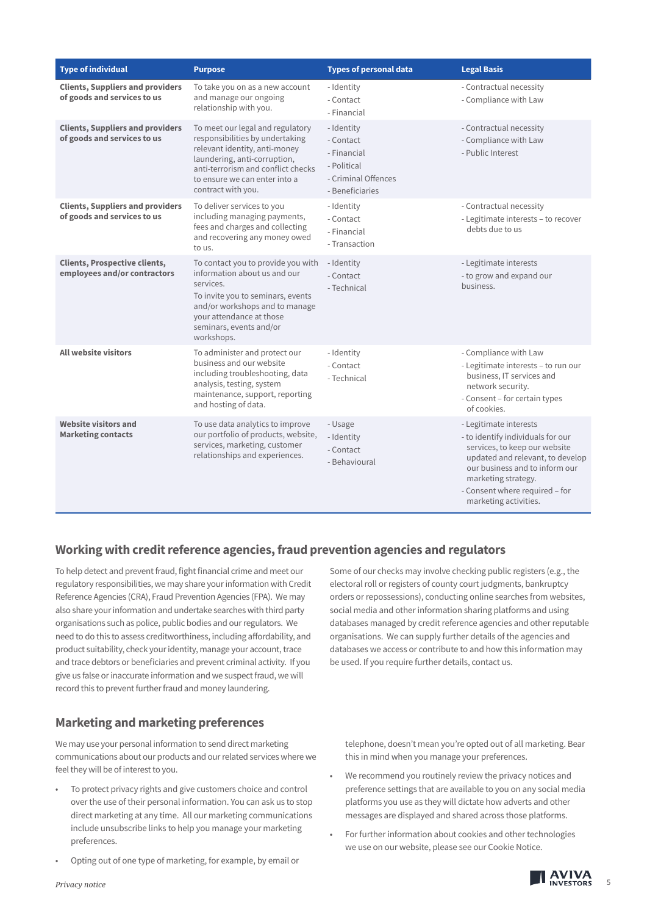| Type of individual | Purpose | Types of personal data | Legal Basis |
|---|---|---|---|
| **Clients, Suppliers and providers of goods and services to us** | To take you on as a new account and manage our ongoing relationship with you. | - Identity<br>- Contact<br>- Financial | - Contractual necessity<br>- Compliance with Law |
| **Clients, Suppliers and providers of goods and services to us** | To meet our legal and regulatory responsibilities by undertaking relevant identity, anti-money laundering, anti-corruption, anti-terrorism and conflict checks to ensure we can enter into a contract with you. | - Identity<br>- Contact<br>- Financial<br>- Political<br>- Criminal Offences<br>- Beneficiaries | - Contractual necessity<br>- Compliance with Law<br>- Public Interest |
| **Clients, Suppliers and providers of goods and services to us** | To deliver services to you including managing payments, fees and charges and collecting and recovering any money owed to us. | - Identity<br>- Contact<br>- Financial<br>- Transaction | - Contractual necessity<br>- Legitimate interests – to recover debts due to us |
| **Clients, Prospective clients, employees and/or contractors** | To contact you to provide you with information about us and our services.<br>To invite you to seminars, events and/or workshops and to manage your attendance at those seminars, events and/or workshops. | - Identity<br>- Contact<br>- Technical | - Legitimate interests<br>- to grow and expand our business. |
| **All website visitors** | To administer and protect our business and our website including troubleshooting, data analysis, testing, system maintenance, support, reporting and hosting of data. | - Identity<br>- Contact<br>- Technical | - Compliance with Law<br>- Legitimate interests – to run our business, IT services and network security.<br>- Consent – for certain types of cookies. |
| **Website visitors and Marketing contacts** | To use data analytics to improve our portfolio of products, website, services, marketing, customer relationships and experiences. | - Usage<br>- Identity<br>- Contact<br>- Behavioural | - Legitimate interests<br>- to identify individuals for our services, to keep our website updated and relevant, to develop our business and to inform our marketing strategy.<br>- Consent where required – for marketing activities. |

## Working with credit reference agencies, fraud prevention agencies and regulators

To help detect and prevent fraud, fight financial crime and meet our regulatory responsibilities, we may share your information with Credit Reference Agencies (CRA), Fraud Prevention Agencies (FPA). We may also share your information and undertake searches with third party organisations such as police, public bodies and our regulators. We need to do this to assess creditworthiness, including affordability, and product suitability, check your identity, manage your account, trace and trace debtors or beneficiaries and prevent criminal activity. If you give us false or inaccurate information and we suspect fraud, we will record this to prevent further fraud and money laundering.

Some of our checks may involve checking public registers (e.g., the electoral roll or registers of county court judgments, bankruptcy orders or repossessions), conducting online searches from websites, social media and other information sharing platforms and using databases managed by credit reference agencies and other reputable organisations. We can supply further details of the agencies and databases we access or contribute to and how this information may be used. If you require further details, contact us.

## Marketing and marketing preferences

We may use your personal information to send direct marketing communications about our products and our related services where we feel they will be of interest to you.

- To protect privacy rights and give customers choice and control over the use of their personal information. You can ask us to stop direct marketing at any time. All our marketing communications include unsubscribe links to help you manage your marketing preferences.
- Opting out of one type of marketing, for example, by email or telephone, doesn't mean you're opted out of all marketing. Bear this in mind when you manage your preferences.
- We recommend you routinely review the privacy notices and preference settings that are available to you on any social media platforms you use as they will dictate how adverts and other messages are displayed and shared across those platforms.
- For further information about cookies and other technologies we use on our website, please see our Cookie Notice.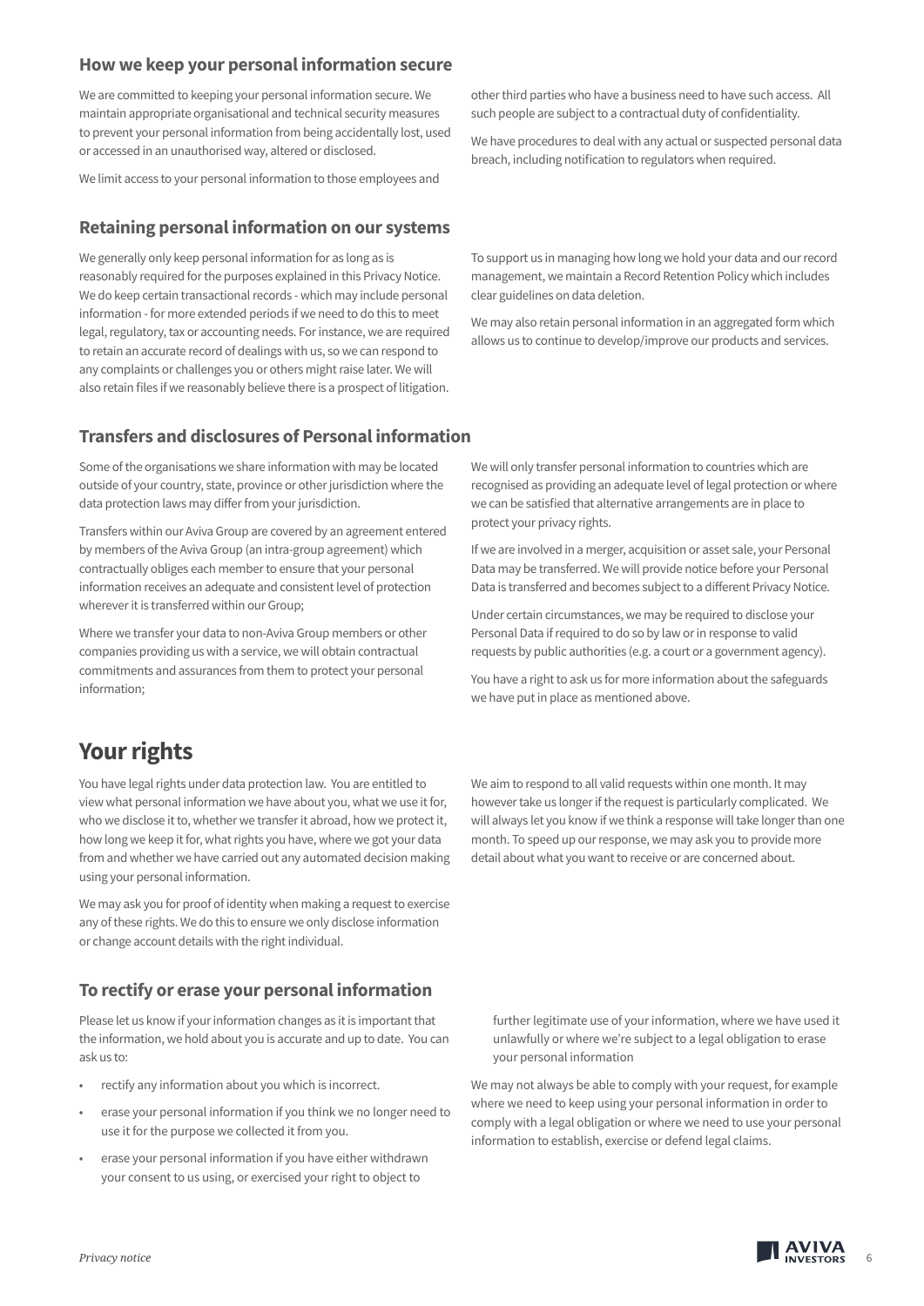### How we keep your personal information secure

We are committed to keeping your personal information secure. We maintain appropriate organisational and technical security measures to prevent your personal information from being accidentally lost, used or accessed in an unauthorised way, altered or disclosed.

We limit access to your personal information to those employees and other third parties who have a business need to have such access. All such people are subject to a contractual duty of confidentiality.

We have procedures to deal with any actual or suspected personal data breach, including notification to regulators when required.

### Retaining personal information on our systems

We generally only keep personal information for as long as is reasonably required for the purposes explained in this Privacy Notice. We do keep certain transactional records - which may include personal information - for more extended periods if we need to do this to meet legal, regulatory, tax or accounting needs. For instance, we are required to retain an accurate record of dealings with us, so we can respond to any complaints or challenges you or others might raise later. We will also retain files if we reasonably believe there is a prospect of litigation.

To support us in managing how long we hold your data and our record management, we maintain a Record Retention Policy which includes clear guidelines on data deletion.

We may also retain personal information in an aggregated form which allows us to continue to develop/improve our products and services.

### Transfers and disclosures of Personal information

Some of the organisations we share information with may be located outside of your country, state, province or other jurisdiction where the data protection laws may differ from your jurisdiction.

Transfers within our Aviva Group are covered by an agreement entered by members of the Aviva Group (an intra-group agreement) which contractually obliges each member to ensure that your personal information receives an adequate and consistent level of protection wherever it is transferred within our Group;

Where we transfer your data to non-Aviva Group members or other companies providing us with a service, we will obtain contractual commitments and assurances from them to protect your personal information;

We will only transfer personal information to countries which are recognised as providing an adequate level of legal protection or where we can be satisfied that alternative arrangements are in place to protect your privacy rights.

If we are involved in a merger, acquisition or asset sale, your Personal Data may be transferred. We will provide notice before your Personal Data is transferred and becomes subject to a different Privacy Notice.

Under certain circumstances, we may be required to disclose your Personal Data if required to do so by law or in response to valid requests by public authorities (e.g. a court or a government agency).

You have a right to ask us for more information about the safeguards we have put in place as mentioned above.

## Your rights

You have legal rights under data protection law. You are entitled to view what personal information we have about you, what we use it for, who we disclose it to, whether we transfer it abroad, how we protect it, how long we keep it for, what rights you have, where we got your data from and whether we have carried out any automated decision making using your personal information.

We may ask you for proof of identity when making a request to exercise any of these rights. We do this to ensure we only disclose information or change account details with the right individual.

We aim to respond to all valid requests within one month. It may however take us longer if the request is particularly complicated. We will always let you know if we think a response will take longer than one month. To speed up our response, we may ask you to provide more detail about what you want to receive or are concerned about.

### To rectify or erase your personal information

Please let us know if your information changes as it is important that the information, we hold about you is accurate and up to date. You can ask us to:

- rectify any information about you which is incorrect.
- erase your personal information if you think we no longer need to use it for the purpose we collected it from you.
- erase your personal information if you have either withdrawn your consent to us using, or exercised your right to object to further legitimate use of your information, where we have used it unlawfully or where we're subject to a legal obligation to erase your personal information

We may not always be able to comply with your request, for example where we need to keep using your personal information in order to comply with a legal obligation or where we need to use your personal information to establish, exercise or defend legal claims.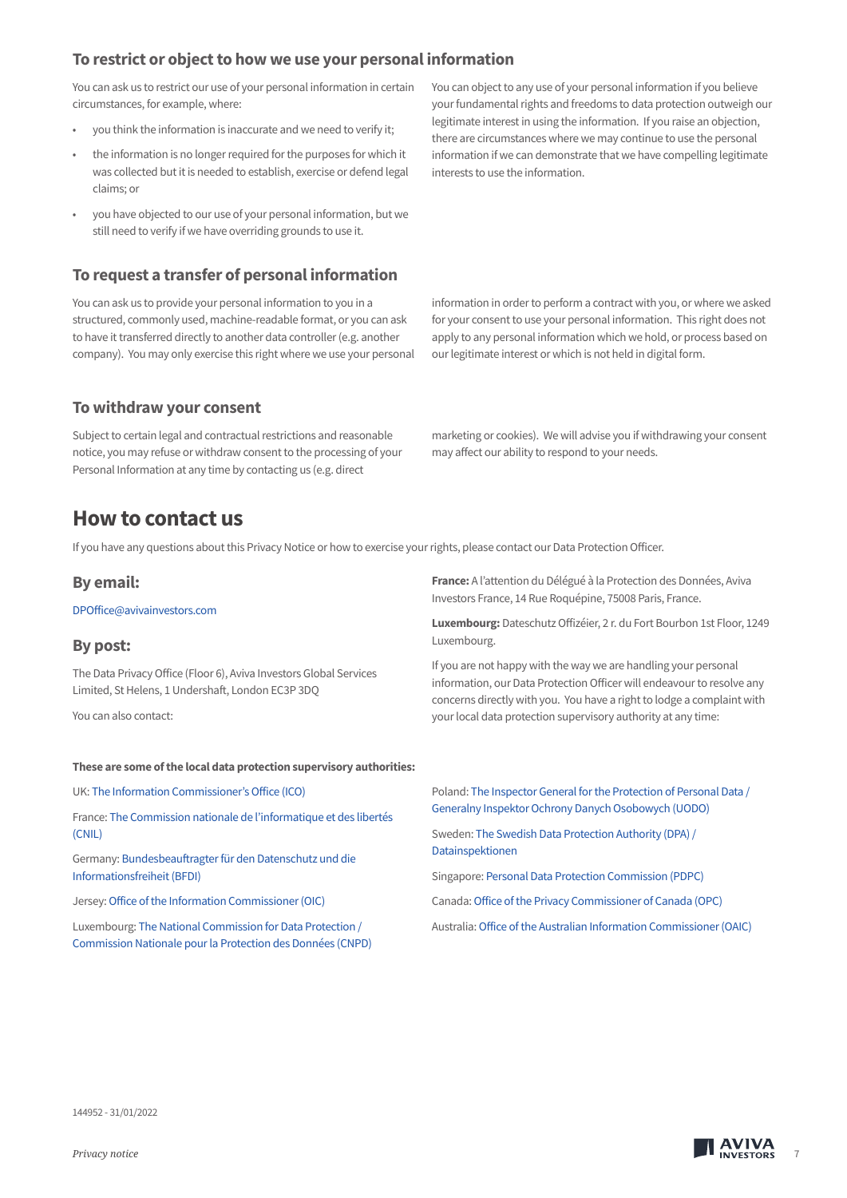### To restrict or object to how we use your personal information

You can ask us to restrict our use of your personal information in certain circumstances, for example, where:

- you think the information is inaccurate and we need to verify it;
- the information is no longer required for the purposes for which it was collected but it is needed to establish, exercise or defend legal claims; or
- you have objected to our use of your personal information, but we still need to verify if we have overriding grounds to use it.

You can object to any use of your personal information if you believe your fundamental rights and freedoms to data protection outweigh our legitimate interest in using the information. If you raise an objection, there are circumstances where we may continue to use the personal information if we can demonstrate that we have compelling legitimate interests to use the information.

### To request a transfer of personal information

You can ask us to provide your personal information to you in a structured, commonly used, machine-readable format, or you can ask to have it transferred directly to another data controller (e.g. another company). You may only exercise this right where we use your personal information in order to perform a contract with you, or where we asked for your consent to use your personal information. This right does not apply to any personal information which we hold, or process based on our legitimate interest or which is not held in digital form.

### To withdraw your consent

Subject to certain legal and contractual restrictions and reasonable notice, you may refuse or withdraw consent to the processing of your Personal Information at any time by contacting us (e.g. direct marketing or cookies). We will advise you if withdrawing your consent may affect our ability to respond to your needs.

## How to contact us

If you have any questions about this Privacy Notice or how to exercise your rights, please contact our Data Protection Officer.

### By email:

DPOffice@avivainvestors.com

### By post:

The Data Privacy Office (Floor 6), Aviva Investors Global Services Limited, St Helens, 1 Undershaft, London EC3P 3DQ

You can also contact:

**France:** A l'attention du Délégué à la Protection des Données, Aviva Investors France, 14 Rue Roquépine, 75008 Paris, France.

**Luxembourg:** Dateschutz Offizéier, 2 r. du Fort Bourbon 1st Floor, 1249 Luxembourg.

If you are not happy with the way we are handling your personal information, our Data Protection Officer will endeavour to resolve any concerns directly with you. You have a right to lodge a complaint with your local data protection supervisory authority at any time:

**These are some of the local data protection supervisory authorities:**

UK: The Information Commissioner's Office (ICO)

France: The Commission nationale de l'informatique et des libertés (CNIL)

Germany: Bundesbeauftragter für den Datenschutz und die Informationsfreiheit (BFDI)

Jersey: Office of the Information Commissioner (OIC)

Luxembourg: The National Commission for Data Protection / Commission Nationale pour la Protection des Données (CNPD)

Poland: The Inspector General for the Protection of Personal Data / Generalny Inspektor Ochrony Danych Osobowych (UODO)

Sweden: The Swedish Data Protection Authority (DPA) / Datainspektionen

Singapore: Personal Data Protection Commission (PDPC)

Canada: Office of the Privacy Commissioner of Canada (OPC)

Australia: Office of the Australian Information Commissioner (OAIC)

144952 - 31/01/2022